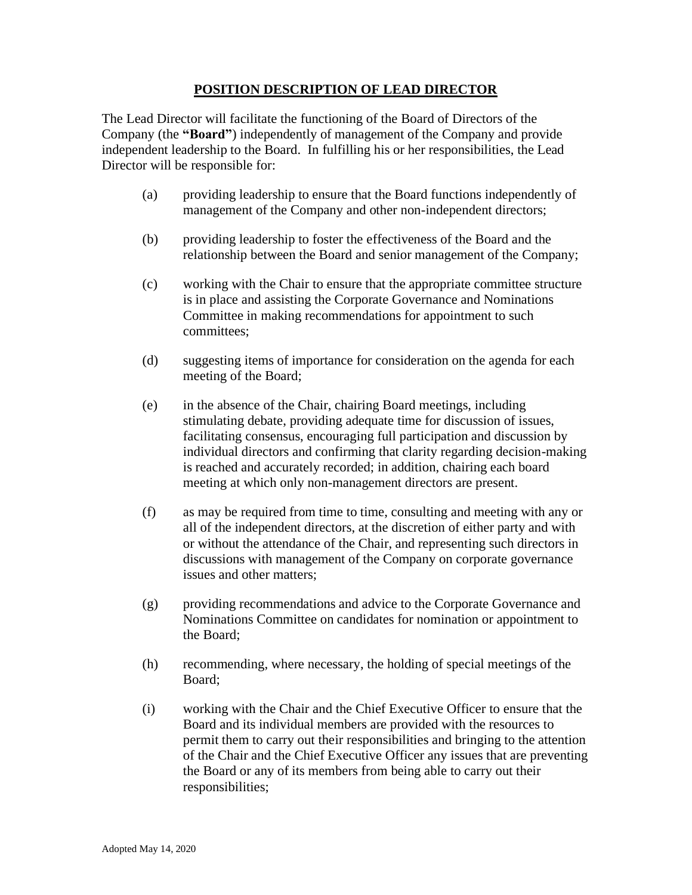# POSITION DESCRIPTION OF LEAD DIRECTOR

The Lead Director will facilitate the functioning of the Board of Directors of the Company (the **"Board"**) independently of management of the Company and provide independent leadership to the Board. In fulfilling his or her responsibilities, the Lead Director will be responsible for:

(a) providing leadership to ensure that the Board functions independently of management of the Company and other non-independent directors;

(b) providing leadership to foster the effectiveness of the Board and the relationship between the Board and senior management of the Company;

(c) working with the Chair to ensure that the appropriate committee structure is in place and assisting the Corporate Governance and Nominations Committee in making recommendations for appointment to such committees;

(d) suggesting items of importance for consideration on the agenda for each meeting of the Board;

(e) in the absence of the Chair, chairing Board meetings, including stimulating debate, providing adequate time for discussion of issues, facilitating consensus, encouraging full participation and discussion by individual directors and confirming that clarity regarding decision-making is reached and accurately recorded; in addition, chairing each board meeting at which only non-management directors are present.

(f) as may be required from time to time, consulting and meeting with any or all of the independent directors, at the discretion of either party and with or without the attendance of the Chair, and representing such directors in discussions with management of the Company on corporate governance issues and other matters;

(g) providing recommendations and advice to the Corporate Governance and Nominations Committee on candidates for nomination or appointment to the Board;

(h) recommending, where necessary, the holding of special meetings of the Board;

(i) working with the Chair and the Chief Executive Officer to ensure that the Board and its individual members are provided with the resources to permit them to carry out their responsibilities and bringing to the attention of the Chair and the Chief Executive Officer any issues that are preventing the Board or any of its members from being able to carry out their responsibilities;

Adopted May 14, 2020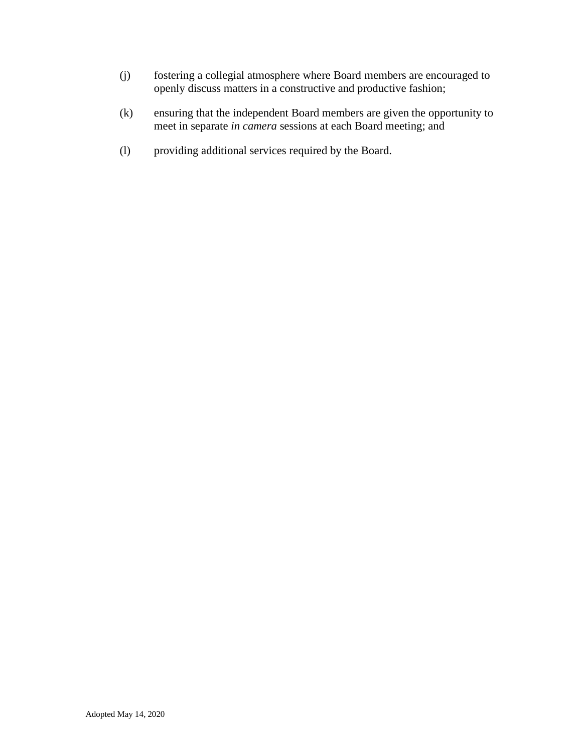(j) fostering a collegial atmosphere where Board members are encouraged to openly discuss matters in a constructive and productive fashion;

(k) ensuring that the independent Board members are given the opportunity to meet in separate *in camera* sessions at each Board meeting; and

(l) providing additional services required by the Board.

Adopted May 14, 2020